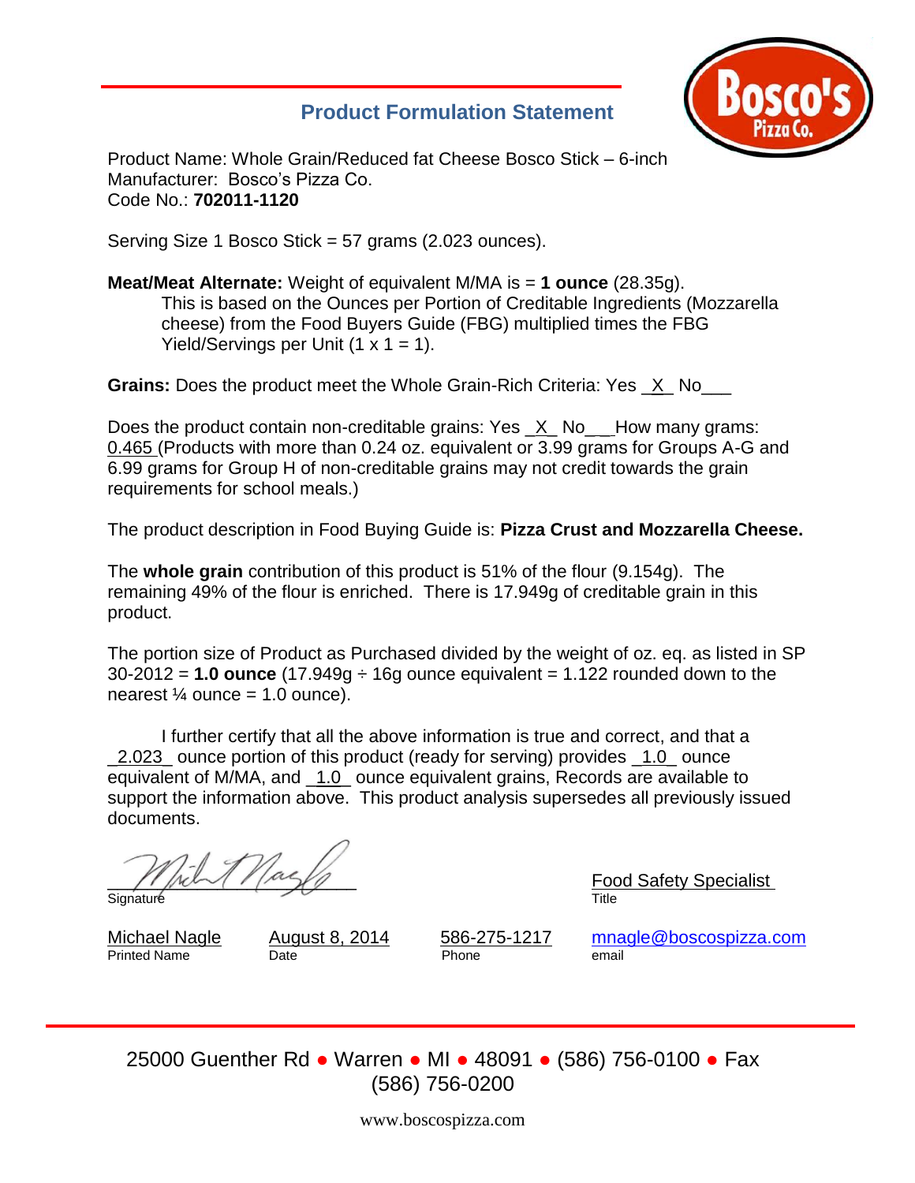## Product Formulation Statement

Product Name: Whole Grain/Reduced fat Cheese Bosco Stick – 6-inch
Manufacturer: Bosco's Pizza Co.
Code No.: **702011-1120**

Serving Size 1 Bosco Stick = 57 grams (2.023 ounces).

**Meat/Meat Alternate:** Weight of equivalent M/MA is = **1 ounce** (28.35g).
This is based on the Ounces per Portion of Creditable Ingredients (Mozzarella cheese) from the Food Buyers Guide (FBG) multiplied times the FBG Yield/Servings per Unit (1 x 1 = 1).

**Grains:** Does the product meet the Whole Grain-Rich Criteria: Yes _X_ No___

Does the product contain non-creditable grains: Yes _X_ No___ How many grams: 0.465 (Products with more than 0.24 oz. equivalent or 3.99 grams for Groups A-G and 6.99 grams for Group H of non-creditable grains may not credit towards the grain requirements for school meals.)

The product description in Food Buying Guide is: **Pizza Crust and Mozzarella Cheese.**

The **whole grain** contribution of this product is 51% of the flour (9.154g). The remaining 49% of the flour is enriched. There is 17.949g of creditable grain in this product.

The portion size of Product as Purchased divided by the weight of oz. eq. as listed in SP 30-2012 = **1.0 ounce** (17.949g ÷ 16g ounce equivalent = 1.122 rounded down to the nearest ¼ ounce = 1.0 ounce).

I further certify that all the above information is true and correct, and that a _2.023_ ounce portion of this product (ready for serving) provides _1.0_ ounce equivalent of M/MA, and _1.0_ ounce equivalent grains, Records are available to support the information above. This product analysis supersedes all previously issued documents.

_______________________ Signature

Food Safety Specialist
Title

| Michael Nagle | August 8, 2014 | 586-275-1217 | mnagle@boscospizza.com |
|---|---|---|---|
| Printed Name | Date | Phone | email |

25000 Guenther Rd ● Warren ● MI ● 48091 ● (586) 756-0100 ● Fax (586) 756-0200

www.boscospizza.com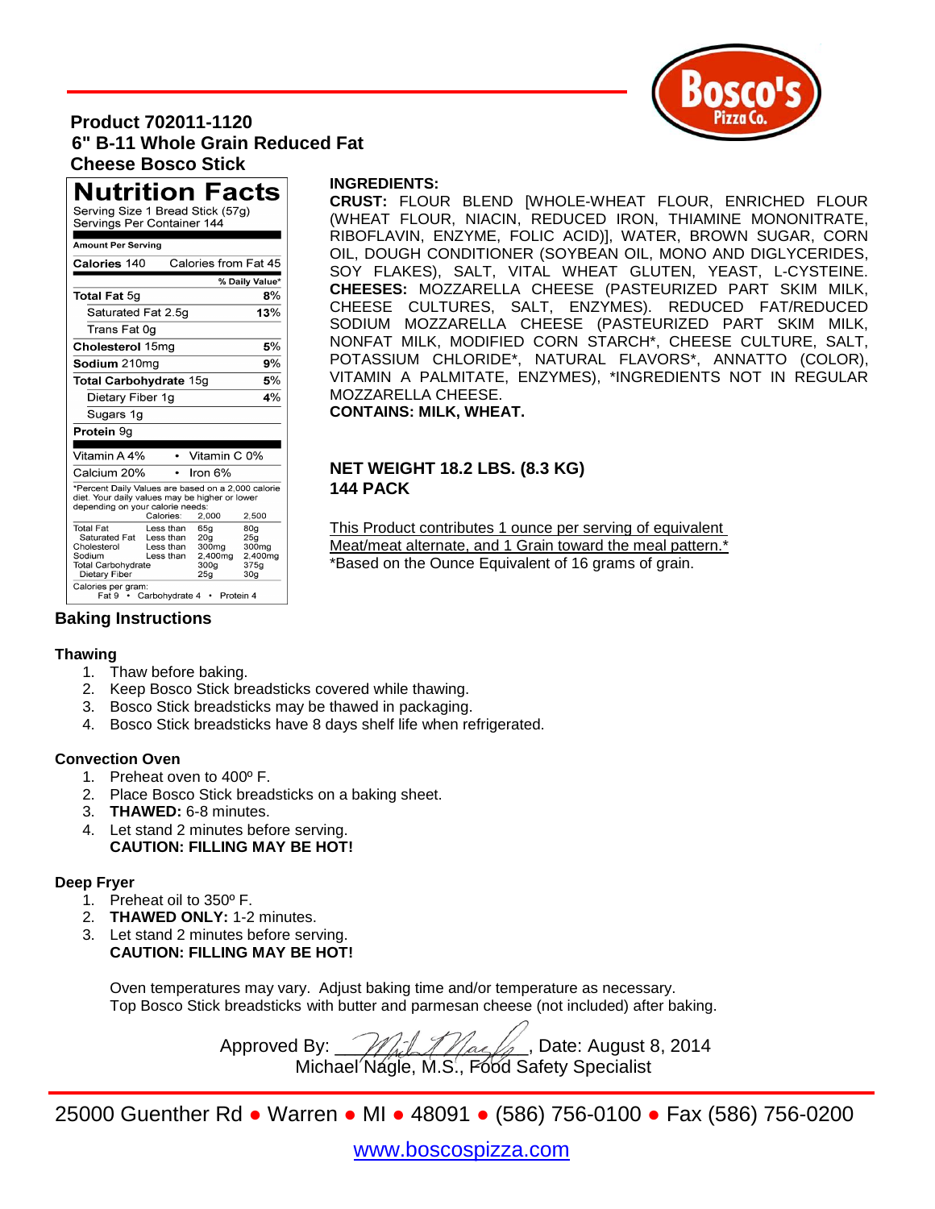Bosco's Pizza Co.

# Product 702011-1120
## 6" B-11 Whole Grain Reduced Fat Cheese Bosco Stick

## Nutrition Facts

Serving Size 1 Bread Stick (57g)
Servings Per Container 144

| Amount Per Serving | |
|---|---|
| Calories 140 | Calories from Fat 45 |
| | % Daily Value* |
| **Total Fat** 5g | **8%** |
| Saturated Fat 2.5g | **13%** |
| Trans Fat 0g | |
| **Cholesterol** 15mg | **5%** |
| **Sodium** 210mg | **9%** |
| **Total Carbohydrate** 15g | **5%** |
| Dietary Fiber 1g | **4%** |
| Sugars 1g | |
| **Protein** 9g | |

| | |
|---|---|
| Vitamin A 4% | Vitamin C 0% |
| Calcium 20% | Iron 6% |

*Percent Daily Values are based on a 2,000 calorie diet. Your daily values may be higher or lower depending on your calorie needs:

| | Calories: | 2,000 | 2,500 |
|---|---|---|---|
| Total Fat | Less than | 65g | 80g |
| Saturated Fat | Less than | 20g | 25g |
| Cholesterol | Less than | 300mg | 300mg |
| Sodium | Less than | 2,400mg | 2,400mg |
| Total Carbohydrate | | 300g | 375g |
| Dietary Fiber | | 25g | 30g |

Calories per gram:
Fat 9 • Carbohydrate 4 • Protein 4

**INGREDIENTS:**
**CRUST:** FLOUR BLEND [WHOLE-WHEAT FLOUR, ENRICHED FLOUR (WHEAT FLOUR, NIACIN, REDUCED IRON, THIAMINE MONONITRATE, RIBOFLAVIN, ENZYME, FOLIC ACID)], WATER, BROWN SUGAR, CORN OIL, DOUGH CONDITIONER (SOYBEAN OIL, MONO AND DIGLYCERIDES, SOY FLAKES), SALT, VITAL WHEAT GLUTEN, YEAST, L-CYSTEINE. **CHEESES:** MOZZARELLA CHEESE (PASTEURIZED PART SKIM MILK, CHEESE CULTURES, SALT, ENZYMES). REDUCED FAT/REDUCED SODIUM MOZZARELLA CHEESE (PASTEURIZED PART SKIM MILK, NONFAT MILK, MODIFIED CORN STARCH*, CHEESE CULTURE, SALT, POTASSIUM CHLORIDE*, NATURAL FLAVORS*, ANNATTO (COLOR), VITAMIN A PALMITATE, ENZYMES), *INGREDIENTS NOT IN REGULAR MOZZARELLA CHEESE.
**CONTAINS: MILK, WHEAT.**

**NET WEIGHT 18.2 LBS. (8.3 KG)**
**144 PACK**

This Product contributes 1 ounce per serving of equivalent Meat/meat alternate, and 1 Grain toward the meal pattern.*
*Based on the Ounce Equivalent of 16 grams of grain.

## Baking Instructions

### Thawing
1. Thaw before baking.
2. Keep Bosco Stick breadsticks covered while thawing.
3. Bosco Stick breadsticks may be thawed in packaging.
4. Bosco Stick breadsticks have 8 days shelf life when refrigerated.

### Convection Oven
1. Preheat oven to 400º F.
2. Place Bosco Stick breadsticks on a baking sheet.
3. **THAWED:** 6-8 minutes.
4. Let stand 2 minutes before serving.
   **CAUTION: FILLING MAY BE HOT!**

### Deep Fryer
1. Preheat oil to 350º F.
2. **THAWED ONLY:** 1-2 minutes.
3. Let stand 2 minutes before serving.
   **CAUTION: FILLING MAY BE HOT!**

Oven temperatures may vary. Adjust baking time and/or temperature as necessary.
Top Bosco Stick breadsticks with butter and parmesan cheese (not included) after baking.

Approved By: ____________, Date: August 8, 2014
Michael Nagle, M.S., Food Safety Specialist

25000 Guenther Rd ● Warren ● MI ● 48091 ● (586) 756-0100 ● Fax (586) 756-0200

www.boscospizza.com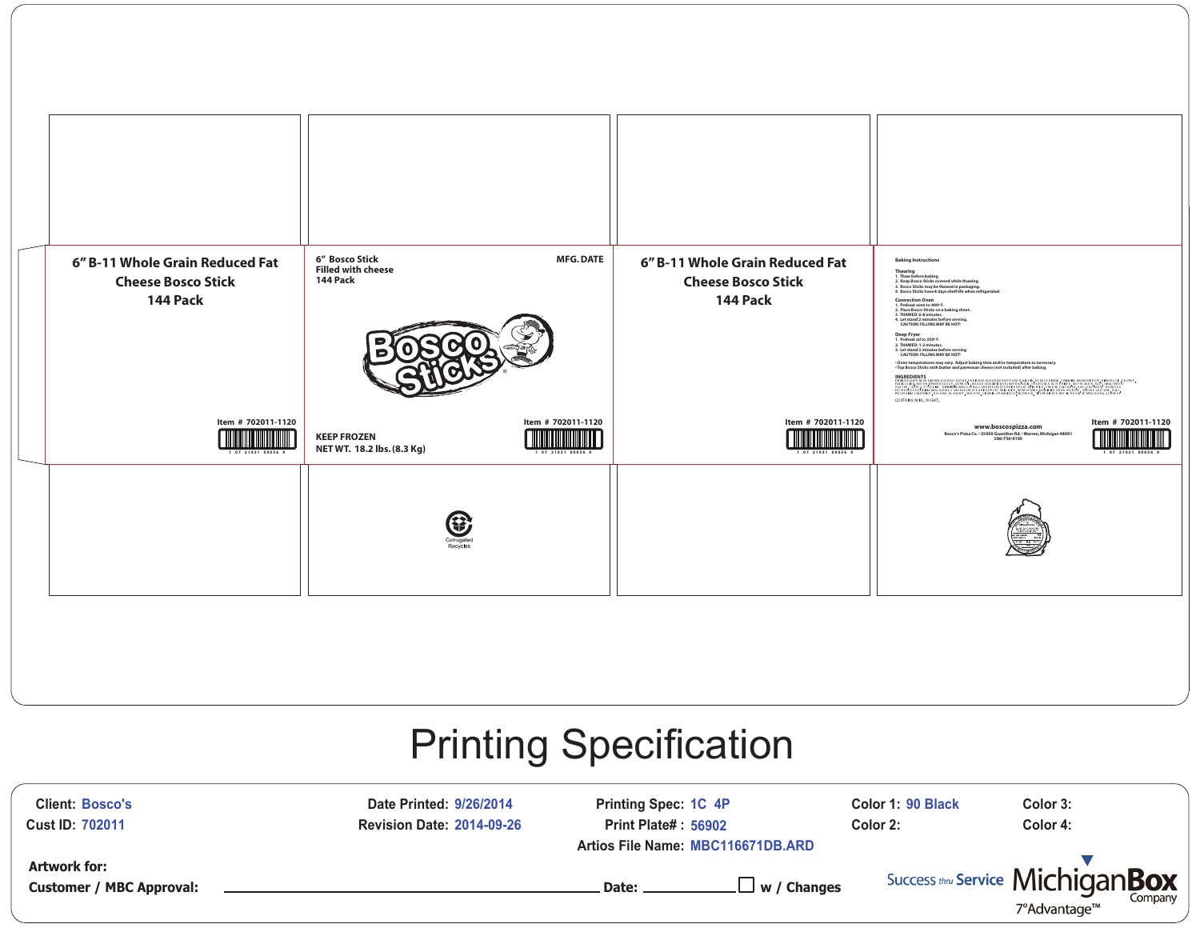6" B-11 Whole Grain Reduced Fat
Cheese Bosco Stick
144 Pack

Item # 702011-1120

1 07 21931 00056 9

6" Bosco Stick
Filled with cheese
144 Pack

MFG. DATE

Bosco Sticks®

KEEP FROZEN
NET WT. 18.2 lbs. (8.3 Kg)

Item # 702011-1120

1 07 21931 00056 9

Corrugated
Recycles

6" B-11 Whole Grain Reduced Fat
Cheese Bosco Stick
144 Pack

Item # 702011-1120

1 07 21931 00056 9

Baking Instructions

Thawing
1. Thaw before baking.
2. Keep Bosco Sticks covered while thawing.
3. Bosco Sticks may be thawed in packaging.
4. Bosco Sticks have 8 days shelf life when refrigerated.

Convection Oven
1. Preheat oven to 400° F.
2. Place Bosco Sticks on a baking sheet.
3. THAWED: 6-8 minutes.
4. Let stand 2 minutes before serving.
CAUTION: FILLING MAY BE HOT!

Deep Fryer
1. Preheat oil to 350° F.
2. THAWED: 1-2 minutes.
3. Let stand 2 minutes before serving.
CAUTION: FILLING MAY BE HOT!

• Oven temperatures may vary. Adjust baking time and/or temperature as necessary.
• Top Bosco Sticks with butter and parmesan cheese (not included) after baking.

INGREDIENTS

CONTAINS: MILK, WHEAT.

www.boscospizza.com
Bosco's Pizza Co. • 25000 Guenther Rd. • Warren, Michigan 48091
586-756-0100

Item # 702011-1120

1 07 21931 00056 9

# Printing Specification

Client: Bosco's
Cust ID: 702011

Date Printed: 9/26/2014
Revision Date: 2014-09-26

Printing Spec: 1C 4P
Print Plate# : 56902
Artios File Name: MBC116671DB.ARD

Color 1: 90 Black
Color 2:
Color 3:
Color 4:

Artwork for:
Customer / MBC Approval: ______________________ Date: __________ ☐ w / Changes

Success thru Service

MichiganBox Company
7°Advantage™